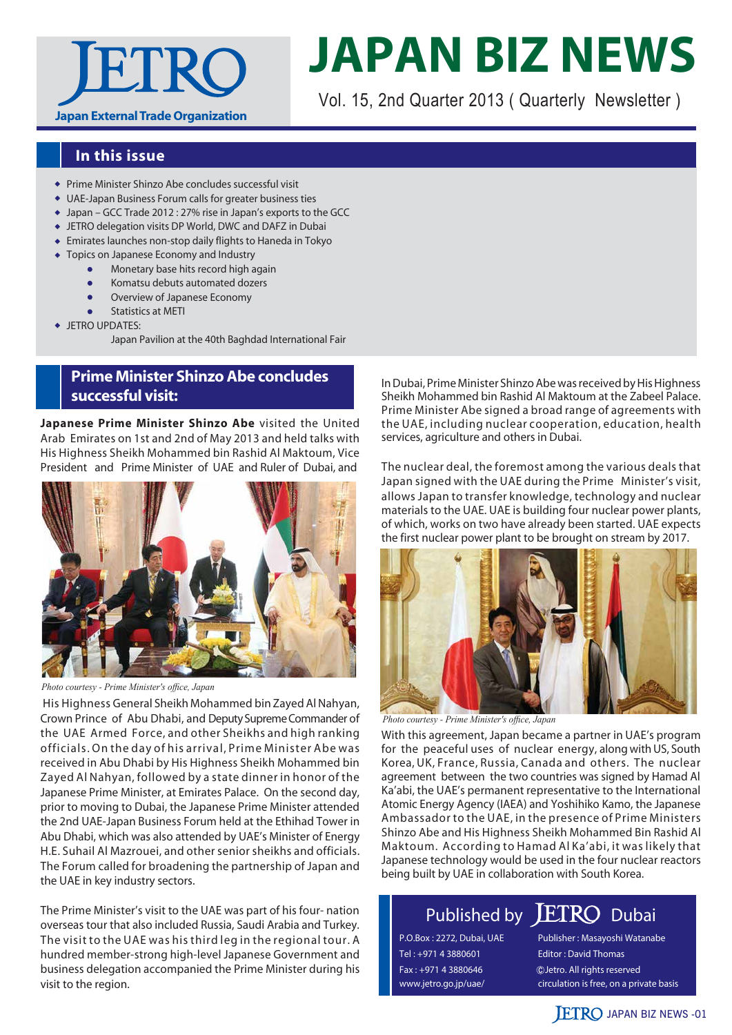# JAPAN BIZ NEWS

JETRO – Japan External Trade Organization

Vol. 15, 2nd Quarter 2013 ( Quarterly Newsletter )

## In this issue

- Prime Minister Shinzo Abe concludes successful visit
- UAE-Japan Business Forum calls for greater business ties
- Japan – GCC Trade 2012 : 27% rise in Japan's exports to the GCC
- JETRO delegation visits DP World, DWC and DAFZ in Dubai
- Emirates launches non-stop daily flights to Haneda in Tokyo
- Topics on Japanese Economy and Industry
  - Monetary base hits record high again
  - Komatsu debuts automated dozers
  - Overview of Japanese Economy
  - Statistics at METI
- JETRO UPDATES:
  Japan Pavilion at the 40th Baghdad International Fair

## Prime Minister Shinzo Abe concludes successful visit:

**Japanese Prime Minister Shinzo Abe** visited the United Arab Emirates on 1st and 2nd of May 2013 and held talks with His Highness Sheikh Mohammed bin Rashid Al Maktoum, Vice President and Prime Minister of UAE and Ruler of Dubai, and

*Photo courtesy - Prime Minister's office, Japan*

His Highness General Sheikh Mohammed bin Zayed Al Nahyan, Crown Prince of Abu Dhabi, and Deputy Supreme Commander of the UAE Armed Force, and other Sheikhs and high ranking officials. On the day of his arrival, Prime Minister Abe was received in Abu Dhabi by His Highness Sheikh Mohammed bin Zayed Al Nahyan, followed by a state dinner in honor of the Japanese Prime Minister, at Emirates Palace. On the second day, prior to moving to Dubai, the Japanese Prime Minister attended the 2nd UAE-Japan Business Forum held at the Ethihad Tower in Abu Dhabi, which was also attended by UAE's Minister of Energy H.E. Suhail Al Mazrouei, and other senior sheikhs and officials. The Forum called for broadening the partnership of Japan and the UAE in key industry sectors.

The Prime Minister's visit to the UAE was part of his four- nation overseas tour that also included Russia, Saudi Arabia and Turkey. The visit to the UAE was his third leg in the regional tour. A hundred member-strong high-level Japanese Government and business delegation accompanied the Prime Minister during his visit to the region.

In Dubai, Prime Minister Shinzo Abe was received by His Highness Sheikh Mohammed bin Rashid Al Maktoum at the Zabeel Palace. Prime Minister Abe signed a broad range of agreements with the UAE, including nuclear cooperation, education, health services, agriculture and others in Dubai.

The nuclear deal, the foremost among the various deals that Japan signed with the UAE during the Prime Minister's visit, allows Japan to transfer knowledge, technology and nuclear materials to the UAE. UAE is building four nuclear power plants, of which, works on two have already been started. UAE expects the first nuclear power plant to be brought on stream by 2017.

*Photo courtesy - Prime Minister's office, Japan*

With this agreement, Japan became a partner in UAE's program for the peaceful uses of nuclear energy, along with US, South Korea, UK, France, Russia, Canada and others. The nuclear agreement between the two countries was signed by Hamad Al Ka'abi, the UAE's permanent representative to the International Atomic Energy Agency (IAEA) and Yoshihiko Kamo, the Japanese Ambassador to the UAE, in the presence of Prime Ministers Shinzo Abe and His Highness Sheikh Mohammed Bin Rashid Al Maktoum. According to Hamad Al Ka'abi, it was likely that Japanese technology would be used in the four nuclear reactors being built by UAE in collaboration with South Korea.

**Published by JETRO Dubai**

| | |
|---|---|
| P.O.Box : 2272, Dubai, UAE | Publisher : Masayoshi Watanabe |
| Tel : +971 4 3880601 | Editor : David Thomas |
| Fax : +971 4 3880646 | ©Jetro. All rights reserved |
| www.jetro.go.jp/uae/ | circulation is free, on a private basis |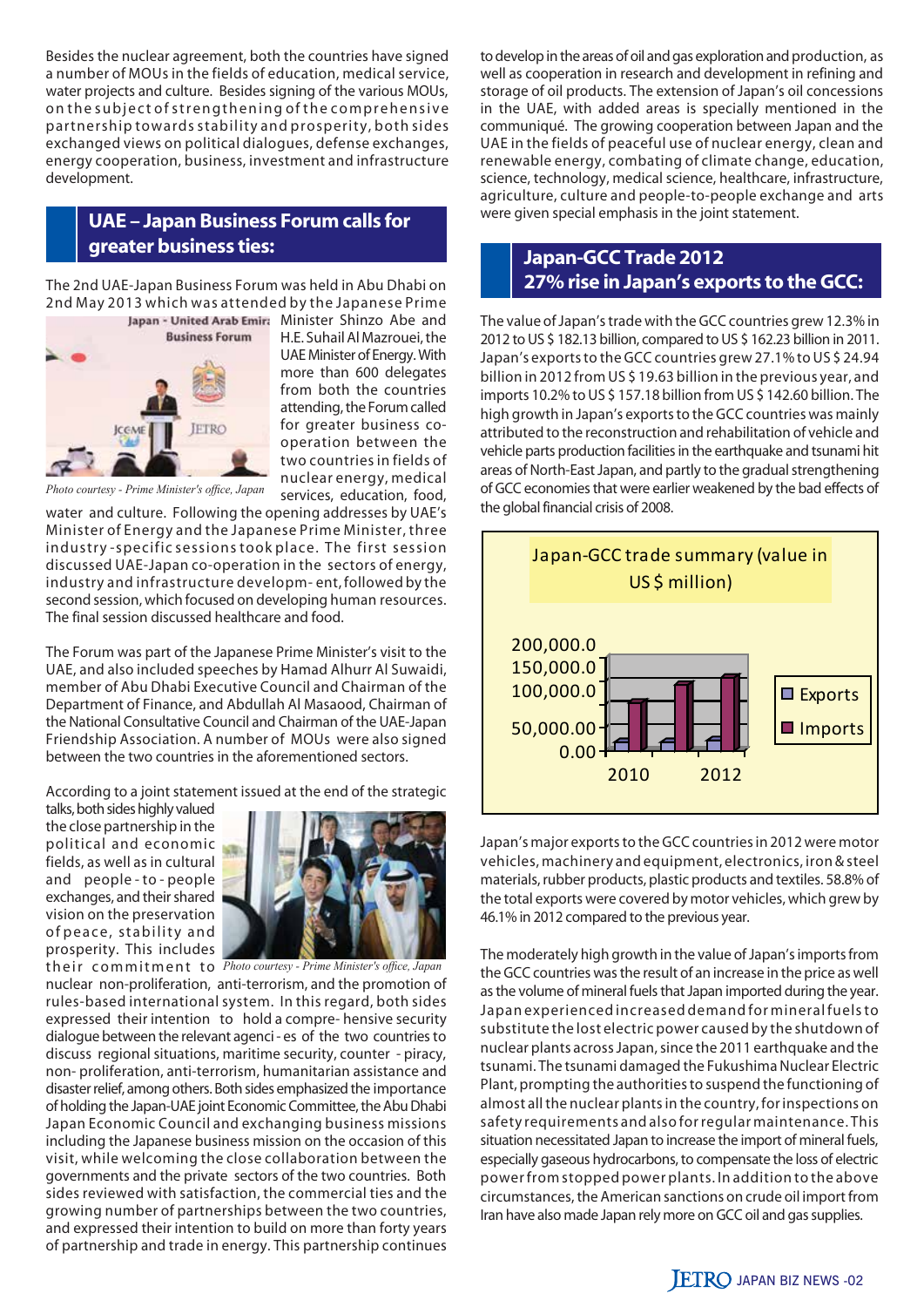Besides the nuclear agreement, both the countries have signed a number of MOUs in the fields of education, medical service, water projects and culture. Besides signing of the various MOUs, on the subject of strengthening of the comprehensive partnership towards stability and prosperity, both sides exchanged views on political dialogues, defense exchanges, energy cooperation, business, investment and infrastructure development.

## UAE – Japan Business Forum calls for greater business ties:

The 2nd UAE-Japan Business Forum was held in Abu Dhabi on 2nd May 2013 which was attended by the Japanese Prime Minister Shinzo Abe and H.E. Suhail Al Mazrouei, the UAE Minister of Energy. With more than 600 delegates from both the countries attending, the Forum called for greater business co-operation between the two countries in fields of nuclear energy, medical services, education, food, water and culture. Following the opening addresses by UAE's Minister of Energy and the Japanese Prime Minister, three industry-specific sessions took place. The first session discussed UAE-Japan co-operation in the sectors of energy, industry and infrastructure developm- ent, followed by the second session, which focused on developing human resources. The final session discussed healthcare and food.

*Photo courtesy - Prime Minister's office, Japan*

The Forum was part of the Japanese Prime Minister's visit to the UAE, and also included speeches by Hamad Alhurr Al Suwaidi, member of Abu Dhabi Executive Council and Chairman of the Department of Finance, and Abdullah Al Masaood, Chairman of the National Consultative Council and Chairman of the UAE-Japan Friendship Association. A number of MOUs were also signed between the two countries in the aforementioned sectors.

According to a joint statement issued at the end of the strategic talks, both sides highly valued the close partnership in the political and economic fields, as well as in cultural and people-to-people exchanges, and their shared vision on the preservation of peace, stability and prosperity. This includes their commitment to nuclear non-proliferation, anti-terrorism, and the promotion of rules-based international system. In this regard, both sides expressed their intention to hold a compre- hensive security dialogue between the relevant agenci- es of the two countries to discuss regional situations, maritime security, counter - piracy, non- proliferation, anti-terrorism, humanitarian assistance and disaster relief, among others. Both sides emphasized the importance of holding the Japan-UAE joint Economic Committee, the Abu Dhabi Japan Economic Council and exchanging business missions including the Japanese business mission on the occasion of this visit, while welcoming the close collaboration between the governments and the private sectors of the two countries. Both sides reviewed with satisfaction, the commercial ties and the growing number of partnerships between the two countries, and expressed their intention to build on more than forty years of partnership and trade in energy. This partnership continues to develop in the areas of oil and gas exploration and production, as well as cooperation in research and development in refining and storage of oil products. The extension of Japan's oil concessions in the UAE, with added areas is specially mentioned in the communiqué. The growing cooperation between Japan and the UAE in the fields of peaceful use of nuclear energy, clean and renewable energy, combating of climate change, education, science, technology, medical science, healthcare, infrastructure, agriculture, culture and people-to-people exchange and arts were given special emphasis in the joint statement.

*Photo courtesy - Prime Minister's office, Japan*

## Japan-GCC Trade 2012
## 27% rise in Japan's exports to the GCC:

The value of Japan's trade with the GCC countries grew 12.3% in 2012 to US $ 182.13 billion, compared to US $ 162.23 billion in 2011. Japan's exports to the GCC countries grew 27.1% to US $ 24.94 billion in 2012 from US $ 19.63 billion in the previous year, and imports 10.2% to US $ 157.18 billion from US $ 142.60 billion. The high growth in Japan's exports to the GCC countries was mainly attributed to the reconstruction and rehabilitation of vehicle and vehicle parts production facilities in the earthquake and tsunami hit areas of North-East Japan, and partly to the gradual strengthening of GCC economies that were earlier weakened by the bad effects of the global financial crisis of 2008.

**Japan-GCC trade summary (value in US $ million)**

[Bar chart: Exports and Imports, 2010–2012; y-axis 0.00 to 200,000.0]

Japan's major exports to the GCC countries in 2012 were motor vehicles, machinery and equipment, electronics, iron & steel materials, rubber products, plastic products and textiles. 58.8% of the total exports were covered by motor vehicles, which grew by 46.1% in 2012 compared to the previous year.

The moderately high growth in the value of Japan's imports from the GCC countries was the result of an increase in the price as well as the volume of mineral fuels that Japan imported during the year. Japan experienced increased demand for mineral fuels to substitute the lost electric power caused by the shutdown of nuclear plants across Japan, since the 2011 earthquake and the tsunami. The tsunami damaged the Fukushima Nuclear Electric Plant, prompting the authorities to suspend the functioning of almost all the nuclear plants in the country, for inspections on safety requirements and also for regular maintenance. This situation necessitated Japan to increase the import of mineral fuels, especially gaseous hydrocarbons, to compensate the loss of electric power from stopped power plants. In addition to the above circumstances, the American sanctions on crude oil import from Iran have also made Japan rely more on GCC oil and gas supplies.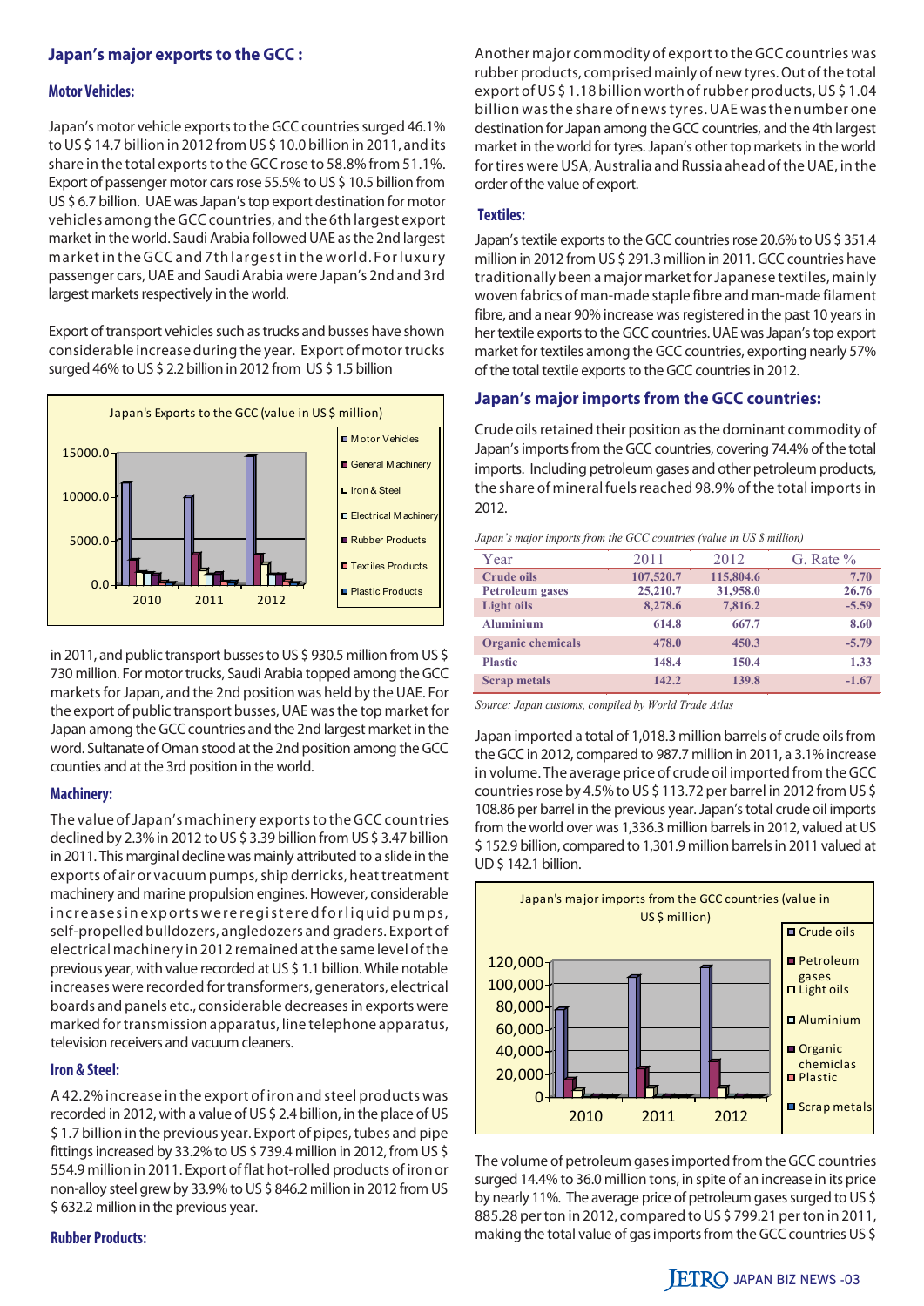## Japan's major exports to the GCC :

### Motor Vehicles:

Japan's motor vehicle exports to the GCC countries surged 46.1% to US $ 14.7 billion in 2012 from US $ 10.0 billion in 2011, and its share in the total exports to the GCC rose to 58.8% from 51.1%. Export of passenger motor cars rose 55.5% to US $ 10.5 billion from US $ 6.7 billion. UAE was Japan's top export destination for motor vehicles among the GCC countries, and the 6th largest export market in the world. Saudi Arabia followed UAE as the 2nd largest market in the GCC and 7th largest in the world. For luxury passenger cars, UAE and Saudi Arabia were Japan's 2nd and 3rd largest markets respectively in the world.

Export of transport vehicles such as trucks and busses have shown considerable increase during the year. Export of motor trucks surged 46% to US $ 2.2 billion in 2012 from US $ 1.5 billion in 2011, and public transport busses to US $ 930.5 million from US $ 730 million. For motor trucks, Saudi Arabia topped among the GCC markets for Japan, and the 2nd position was held by the UAE. For the export of public transport busses, UAE was the top market for Japan among the GCC countries and the 2nd largest market in the word. Sultanate of Oman stood at the 2nd position among the GCC counties and at the 3rd position in the world.

### Machinery:

The value of Japan's machinery exports to the GCC countries declined by 2.3% in 2012 to US $ 3.39 billion from US $ 3.47 billion in 2011. This marginal decline was mainly attributed to a slide in the exports of air or vacuum pumps, ship derricks, heat treatment machinery and marine propulsion engines. However, considerable increases in exports were registered for liquid pumps, self-propelled bulldozers, angledozers and graders. Export of electrical machinery in 2012 remained at the same level of the previous year, with value recorded at US $ 1.1 billion. While notable increases were recorded for transformers, generators, electrical boards and panels etc., considerable decreases in exports were marked for transmission apparatus, line telephone apparatus, television receivers and vacuum cleaners.

### Iron & Steel:

A 42.2% increase in the export of iron and steel products was recorded in 2012, with a value of US $ 2.4 billion, in the place of US $ 1.7 billion in the previous year. Export of pipes, tubes and pipe fittings increased by 33.2% to US $ 739.4 million in 2012, from US $ 554.9 million in 2011. Export of flat hot-rolled products of iron or non-alloy steel grew by 33.9% to US $ 846.2 million in 2012 from US $ 632.2 million in the previous year.

### Rubber Products:

Another major commodity of export to the GCC countries was rubber products, comprised mainly of new tyres. Out of the total export of US $ 1.18 billion worth of rubber products, US $ 1.04 billion was the share of news tyres. UAE was the number one destination for Japan among the GCC countries, and the 4th largest market in the world for tyres. Japan's other top markets in the world for tires were USA, Australia and Russia ahead of the UAE, in the order of the value of export.

### Textiles:

Japan's textile exports to the GCC countries rose 20.6% to US $ 351.4 million in 2012 from US $ 291.3 million in 2011. GCC countries have traditionally been a major market for Japanese textiles, mainly woven fabrics of man-made staple fibre and man-made filament fibre, and a near 90% increase was registered in the past 10 years in her textile exports to the GCC countries. UAE was Japan's top export market for textiles among the GCC countries, exporting nearly 57% of the total textile exports to the GCC countries in 2012.

## Japan's major imports from the GCC countries:

Crude oils retained their position as the dominant commodity of Japan's imports from the GCC countries, covering 74.4% of the total imports. Including petroleum gases and other petroleum products, the share of mineral fuels reached 98.9% of the total imports in 2012.

*Japan's major imports from the GCC countries (value in US $ million)*

| Year | 2011 | 2012 | G. Rate % |
|---|---|---|---|
| Crude oils | 107,520.7 | 115,804.6 | 7.70 |
| Petroleum gases | 25,210.7 | 31,958.0 | 26.76 |
| Light oils | 8,278.6 | 7,816.2 | -5.59 |
| Aluminium | 614.8 | 667.7 | 8.60 |
| Organic chemicals | 478.0 | 450.3 | -5.79 |
| Plastic | 148.4 | 150.4 | 1.33 |
| Scrap metals | 142.2 | 139.8 | -1.67 |

*Source: Japan customs, compiled by World Trade Atlas*

Japan imported a total of 1,018.3 million barrels of crude oils from the GCC in 2012, compared to 987.7 million in 2011, a 3.1% increase in volume. The average price of crude oil imported from the GCC countries rose by 4.5% to US $ 113.72 per barrel in 2012 from US $ 108.86 per barrel in the previous year. Japan's total crude oil imports from the world over was 1,336.3 million barrels in 2012, valued at US $ 152.9 billion, compared to 1,301.9 million barrels in 2011 valued at UD $ 142.1 billion.

The volume of petroleum gases imported from the GCC countries surged 14.4% to 36.0 million tons, in spite of an increase in its price by nearly 11%. The average price of petroleum gases surged to US $ 885.28 per ton in 2012, compared to US $ 799.21 per ton in 2011, making the total value of gas imports from the GCC countries US $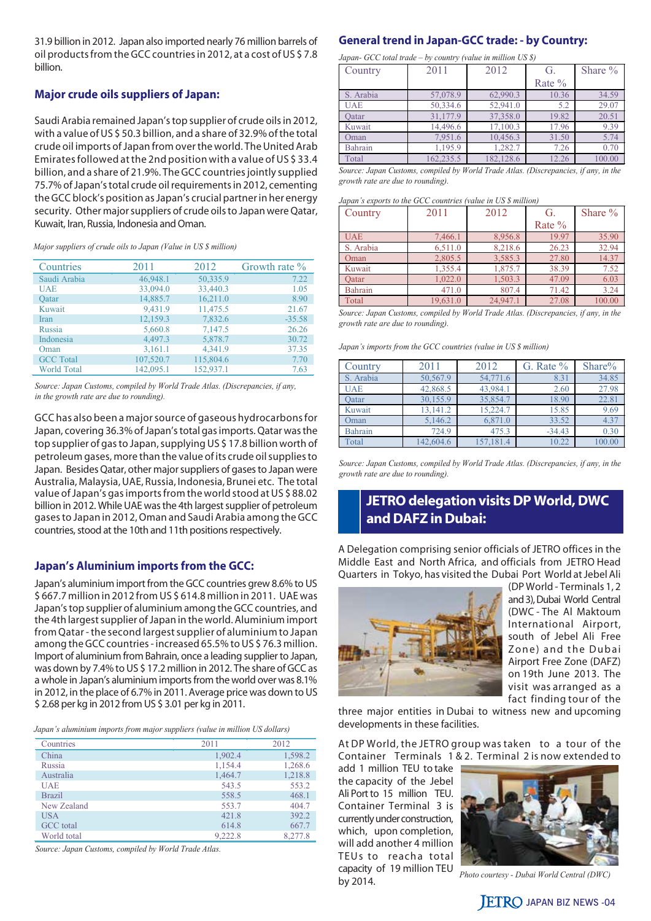31.9 billion in 2012. Japan also imported nearly 76 million barrels of oil products from the GCC countries in 2012, at a cost of US $ 7.8 billion.

## Major crude oils suppliers of Japan:

Saudi Arabia remained Japan's top supplier of crude oils in 2012, with a value of US $ 50.3 billion, and a share of 32.9% of the total crude oil imports of Japan from over the world. The United Arab Emirates followed at the 2nd position with a value of US $ 33.4 billion, and a share of 21.9%. The GCC countries jointly supplied 75.7% of Japan's total crude oil requirements in 2012, cementing the GCC block's position as Japan's crucial partner in her energy security. Other major suppliers of crude oils to Japan were Qatar, Kuwait, Iran, Russia, Indonesia and Oman.

*Major suppliers of crude oils to Japan (Value in US $ million)*

| Countries | 2011 | 2012 | Growth rate % |
|---|---|---|---|
| Saudi Arabia | 46,948.1 | 50,335.9 | 7.22 |
| UAE | 33,094.0 | 33,440.3 | 1.05 |
| Qatar | 14,885.7 | 16,211.0 | 8.90 |
| Kuwait | 9,431.9 | 11,475.5 | 21.67 |
| Iran | 12,159.3 | 7,832.6 | -35.58 |
| Russia | 5,660.8 | 7,147.5 | 26.26 |
| Indonesia | 4,497.3 | 5,878.7 | 30.72 |
| Oman | 3,161.1 | 4,341.9 | 37.35 |
| GCC Total | 107,520.7 | 115,804.6 | 7.70 |
| World Total | 142,095.1 | 152,937.1 | 7.63 |

*Source: Japan Customs, compiled by World Trade Atlas. (Discrepancies, if any, in the growth rate are due to rounding).*

GCC has also been a major source of gaseous hydrocarbons for Japan, covering 36.3% of Japan's total gas imports. Qatar was the top supplier of gas to Japan, supplying US $ 17.8 billion worth of petroleum gases, more than the value of its crude oil supplies to Japan. Besides Qatar, other major suppliers of gases to Japan were Australia, Malaysia, UAE, Russia, Indonesia, Brunei etc. The total value of Japan's gas imports from the world stood at US $ 88.02 billion in 2012. While UAE was the 4th largest supplier of petroleum gases to Japan in 2012, Oman and Saudi Arabia among the GCC countries, stood at the 10th and 11th positions respectively.

## Japan's Aluminium imports from the GCC:

Japan's aluminium import from the GCC countries grew 8.6% to US $ 667.7 million in 2012 from US $ 614.8 million in 2011. UAE was Japan's top supplier of aluminium among the GCC countries, and the 4th largest supplier of Japan in the world. Aluminium import from Qatar - the second largest supplier of aluminium to Japan among the GCC countries - increased 65.5% to US $ 76.3 million. Import of aluminium from Bahrain, once a leading supplier to Japan, was down by 7.4% to US $ 17.2 million in 2012. The share of GCC as a whole in Japan's aluminium imports from the world over was 8.1% in 2012, in the place of 6.7% in 2011. Average price was down to US $ 2.68 per kg in 2012 from US $ 3.01 per kg in 2011.

*Japan's aluminium imports from major suppliers (value in million US dollars)*

| Countries | 2011 | 2012 |
|---|---|---|
| China | 1,902.4 | 1,598.2 |
| Russia | 1,154.4 | 1,268.6 |
| Australia | 1,464.7 | 1,218.8 |
| UAE | 543.5 | 553.2 |
| Brazil | 558.5 | 468.1 |
| New Zealand | 553.7 | 404.7 |
| USA | 421.8 | 392.2 |
| GCC total | 614.8 | 667.7 |
| World total | 9,222.8 | 8,277.8 |

*Source: Japan Customs, compiled by World Trade Atlas.*

## General trend in Japan-GCC trade: - by Country:

*Japan- GCC total trade – by country (value in million US $)*

| Country | 2011 | 2012 | G. Rate % | Share % |
|---|---|---|---|---|
| S. Arabia | 57,078.9 | 62,990.3 | 10.36 | 34.59 |
| UAE | 50,334.6 | 52,941.0 | 5.2 | 29.07 |
| Qatar | 31,177.9 | 37,358.0 | 19.82 | 20.51 |
| Kuwait | 14,496.6 | 17,100.3 | 17.96 | 9.39 |
| Oman | 7,951.6 | 10,456.3 | 31.50 | 5.74 |
| Bahrain | 1,195.9 | 1,282.7 | 7.26 | 0.70 |
| Total | 162,235.5 | 182,128.6 | 12.26 | 100.00 |

*Source: Japan Customs, compiled by World Trade Atlas. (Discrepancies, if any, in the growth rate are due to rounding).*

*Japan's exports to the GCC countries (value in US $ million)*

| Country | 2011 | 2012 | G. Rate % | Share % |
|---|---|---|---|---|
| UAE | 7,466.1 | 8,956.8 | 19.97 | 35.90 |
| S. Arabia | 6,511.0 | 8,218.6 | 26.23 | 32.94 |
| Oman | 2,805.5 | 3,585.3 | 27.80 | 14.37 |
| Kuwait | 1,355.4 | 1,875.7 | 38.39 | 7.52 |
| Qatar | 1,022.0 | 1,503.3 | 47.09 | 6.03 |
| Bahrain | 471.0 | 807.4 | 71.42 | 3.24 |
| Total | 19,631.0 | 24,947.1 | 27.08 | 100.00 |

*Source: Japan Customs, compiled by World Trade Atlas. (Discrepancies, if any, in the growth rate are due to rounding).*

*Japan's imports from the GCC countries (value in US $ million)*

| Country | 2011 | 2012 | G. Rate % | Share% |
|---|---|---|---|---|
| S. Arabia | 50,567.9 | 54,771.6 | 8.31 | 34.85 |
| UAE | 42,868.5 | 43,984.1 | 2.60 | 27.98 |
| Qatar | 30,155.9 | 35,854.7 | 18.90 | 22.81 |
| Kuwait | 13,141.2 | 15,224.7 | 15.85 | 9.69 |
| Oman | 5,146.2 | 6,871.0 | 33.52 | 4.37 |
| Bahrain | 724.9 | 475.3 | -34.43 | 0.30 |
| Total | 142,604.6 | 157,181.4 | 10.22 | 100.00 |

*Source: Japan Customs, compiled by World Trade Atlas. (Discrepancies, if any, in the growth rate are due to rounding).*

## JETRO delegation visits DP World, DWC and DAFZ in Dubai:

A Delegation comprising senior officials of JETRO offices in the Middle East and North Africa, and officials from JETRO Head Quarters in Tokyo, has visited the Dubai Port World at Jebel Ali (DP World - Terminals 1, 2 and 3), Dubai World Central (DWC - The Al Maktoum International Airport, south of Jebel Ali Free Zone) and the Dubai Airport Free Zone (DAFZ) on 19th June 2013. The visit was arranged as a fact finding tour of the three major entities in Dubai to witness new and upcoming developments in these facilities.

At DP World, the JETRO group was taken to a tour of the Container Terminals 1 & 2. Terminal 2 is now extended to add 1 million TEU to take the capacity of the Jebel Ali Port to 15 million TEU. Container Terminal 3 is currently under construction, which, upon completion, will add another 4 million TEUs to reach a total capacity of 19 million TEU by 2014.

*Photo courtesy - Dubai World Central (DWC)*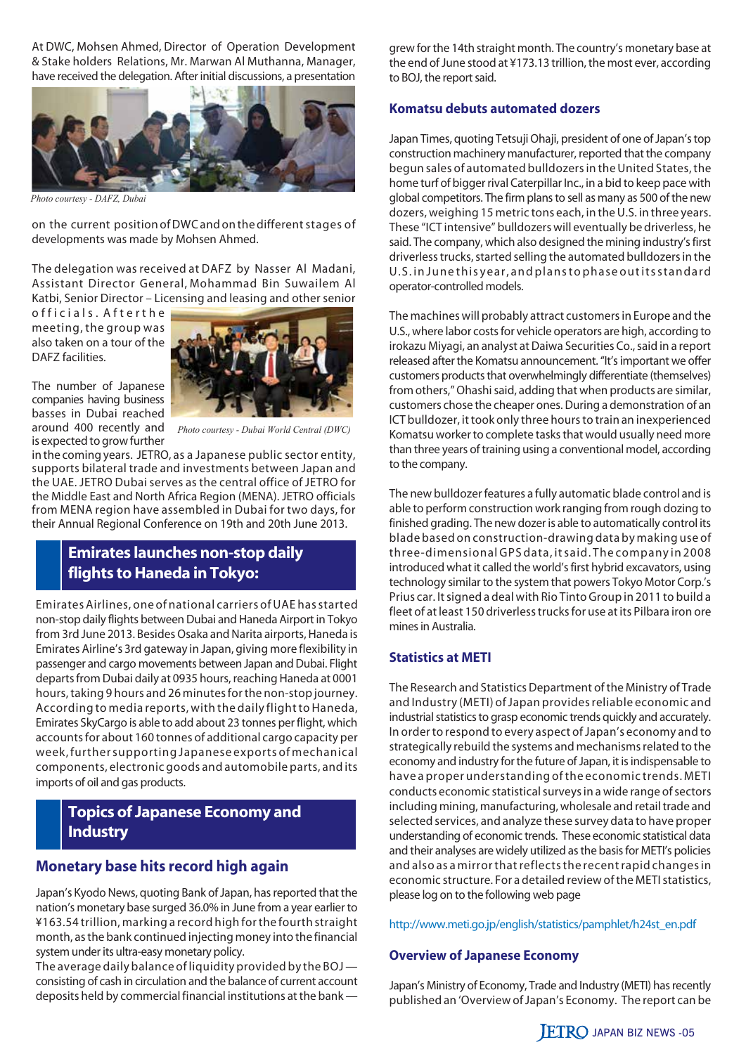At DWC, Mohsen Ahmed, Director of Operation Development & Stake holders Relations, Mr. Marwan Al Muthanna, Manager, have received the delegation. After initial discussions, a presentation

*Photo courtesy - DAFZ, Dubai*

on the current position of DWC and on the different stages of developments was made by Mohsen Ahmed.

The delegation was received at DAFZ by Nasser Al Madani, Assistant Director General, Mohammad Bin Suwailem Al Katbi, Senior Director – Licensing and leasing and other senior officials. After the meeting, the group was also taken on a tour of the DAFZ facilities.

*Photo courtesy - Dubai World Central (DWC)*

The number of Japanese companies having business basses in Dubai reached around 400 recently and is expected to grow further in the coming years. JETRO, as a Japanese public sector entity, supports bilateral trade and investments between Japan and the UAE. JETRO Dubai serves as the central office of JETRO for the Middle East and North Africa Region (MENA). JETRO officials from MENA region have assembled in Dubai for two days, for their Annual Regional Conference on 19th and 20th June 2013.

## Emirates launches non-stop daily flights to Haneda in Tokyo:

Emirates Airlines, one of national carriers of UAE has started non-stop daily flights between Dubai and Haneda Airport in Tokyo from 3rd June 2013. Besides Osaka and Narita airports, Haneda is Emirates Airline's 3rd gateway in Japan, giving more flexibility in passenger and cargo movements between Japan and Dubai. Flight departs from Dubai daily at 0935 hours, reaching Haneda at 0001 hours, taking 9 hours and 26 minutes for the non-stop journey. According to media reports, with the daily flight to Haneda, Emirates SkyCargo is able to add about 23 tonnes per flight, which accounts for about 160 tonnes of additional cargo capacity per week, further supporting Japanese exports of mechanical components, electronic goods and automobile parts, and its imports of oil and gas products.

## Topics of Japanese Economy and Industry

### Monetary base hits record high again

Japan's Kyodo News, quoting Bank of Japan, has reported that the nation's monetary base surged 36.0% in June from a year earlier to ¥163.54 trillion, marking a record high for the fourth straight month, as the bank continued injecting money into the financial system under its ultra-easy monetary policy.
The average daily balance of liquidity provided by the BOJ — consisting of cash in circulation and the balance of current account deposits held by commercial financial institutions at the bank — grew for the 14th straight month. The country's monetary base at the end of June stood at ¥173.13 trillion, the most ever, according to BOJ, the report said.

### Komatsu debuts automated dozers

Japan Times, quoting Tetsuji Ohaji, president of one of Japan's top construction machinery manufacturer, reported that the company begun sales of automated bulldozers in the United States, the home turf of bigger rival Caterpillar Inc., in a bid to keep pace with global competitors. The firm plans to sell as many as 500 of the new dozers, weighing 15 metric tons each, in the U.S. in three years. These "ICT intensive" bulldozers will eventually be driverless, he said. The company, which also designed the mining industry's first driverless trucks, started selling the automated bulldozers in the U.S. in June this year, and plans to phase out its standard operator-controlled models.

The machines will probably attract customers in Europe and the U.S., where labor costs for vehicle operators are high, according to irokazu Miyagi, an analyst at Daiwa Securities Co., said in a report released after the Komatsu announcement. "It's important we offer customers products that overwhelmingly differentiate (themselves) from others," Ohashi said, adding that when products are similar, customers chose the cheaper ones. During a demonstration of an ICT bulldozer, it took only three hours to train an inexperienced Komatsu worker to complete tasks that would usually need more than three years of training using a conventional model, according to the company.

The new bulldozer features a fully automatic blade control and is able to perform construction work ranging from rough dozing to finished grading. The new dozer is able to automatically control its blade based on construction-drawing data by making use of three-dimensional GPS data, it said. The company in 2008 introduced what it called the world's first hybrid excavators, using technology similar to the system that powers Tokyo Motor Corp.'s Prius car. It signed a deal with Rio Tinto Group in 2011 to build a fleet of at least 150 driverless trucks for use at its Pilbara iron ore mines in Australia.

### Statistics at METI

The Research and Statistics Department of the Ministry of Trade and Industry (METI) of Japan provides reliable economic and industrial statistics to grasp economic trends quickly and accurately. In order to respond to every aspect of Japan's economy and to strategically rebuild the systems and mechanisms related to the economy and industry for the future of Japan, it is indispensable to have a proper understanding of the economic trends. METI conducts economic statistical surveys in a wide range of sectors including mining, manufacturing, wholesale and retail trade and selected services, and analyze these survey data to have proper understanding of economic trends. These economic statistical data and their analyses are widely utilized as the basis for METI's policies and also as a mirror that reflects the recent rapid changes in economic structure. For a detailed review of the METI statistics, please log on to the following web page

http://www.meti.go.jp/english/statistics/pamphlet/h24st_en.pdf

### Overview of Japanese Economy

Japan's Ministry of Economy, Trade and Industry (METI) has recently published an 'Overview of Japan's Economy. The report can be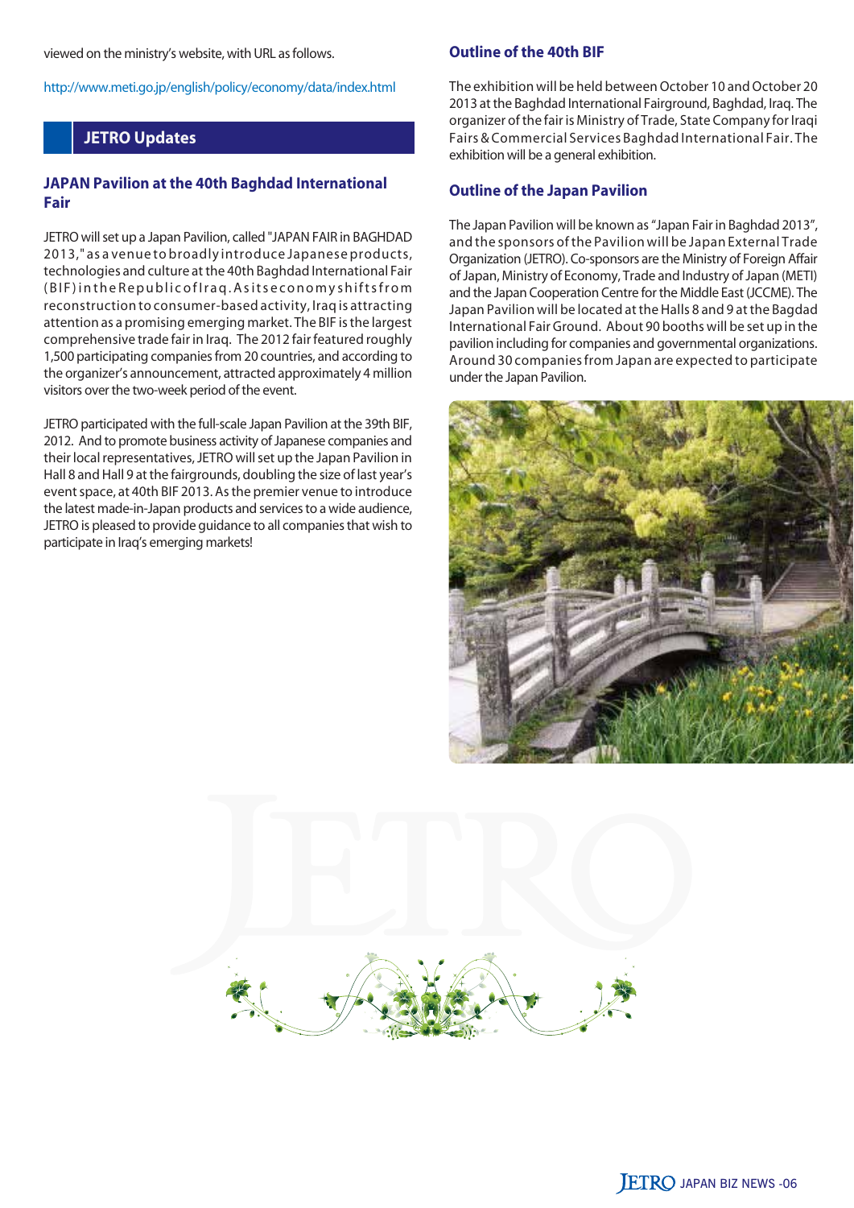viewed on the ministry's website, with URL as follows.

http://www.meti.go.jp/english/policy/economy/data/index.html

## JETRO Updates

### JAPAN Pavilion at the 40th Baghdad International Fair

JETRO will set up a Japan Pavilion, called "JAPAN FAIR in BAGHDAD 2013," as a venue to broadly introduce Japanese products, technologies and culture at the 40th Baghdad International Fair (BIF) in the Republic of Iraq. As its economy shifts from reconstruction to consumer-based activity, Iraq is attracting attention as a promising emerging market. The BIF is the largest comprehensive trade fair in Iraq. The 2012 fair featured roughly 1,500 participating companies from 20 countries, and according to the organizer's announcement, attracted approximately 4 million visitors over the two-week period of the event.

JETRO participated with the full-scale Japan Pavilion at the 39th BIF, 2012. And to promote business activity of Japanese companies and their local representatives, JETRO will set up the Japan Pavilion in Hall 8 and Hall 9 at the fairgrounds, doubling the size of last year's event space, at 40th BIF 2013. As the premier venue to introduce the latest made-in-Japan products and services to a wide audience, JETRO is pleased to provide guidance to all companies that wish to participate in Iraq's emerging markets!

### Outline of the 40th BIF

The exhibition will be held between October 10 and October 20 2013 at the Baghdad International Fairground, Baghdad, Iraq. The organizer of the fair is Ministry of Trade, State Company for Iraqi Fairs & Commercial Services Baghdad International Fair. The exhibition will be a general exhibition.

### Outline of the Japan Pavilion

The Japan Pavilion will be known as "Japan Fair in Baghdad 2013", and the sponsors of the Pavilion will be Japan External Trade Organization (JETRO). Co-sponsors are the Ministry of Foreign Affair of Japan, Ministry of Economy, Trade and Industry of Japan (METI) and the Japan Cooperation Centre for the Middle East (JCCME). The Japan Pavilion will be located at the Halls 8 and 9 at the Bagdad International Fair Ground. About 90 booths will be set up in the pavilion including for companies and governmental organizations. Around 30 companies from Japan are expected to participate under the Japan Pavilion.